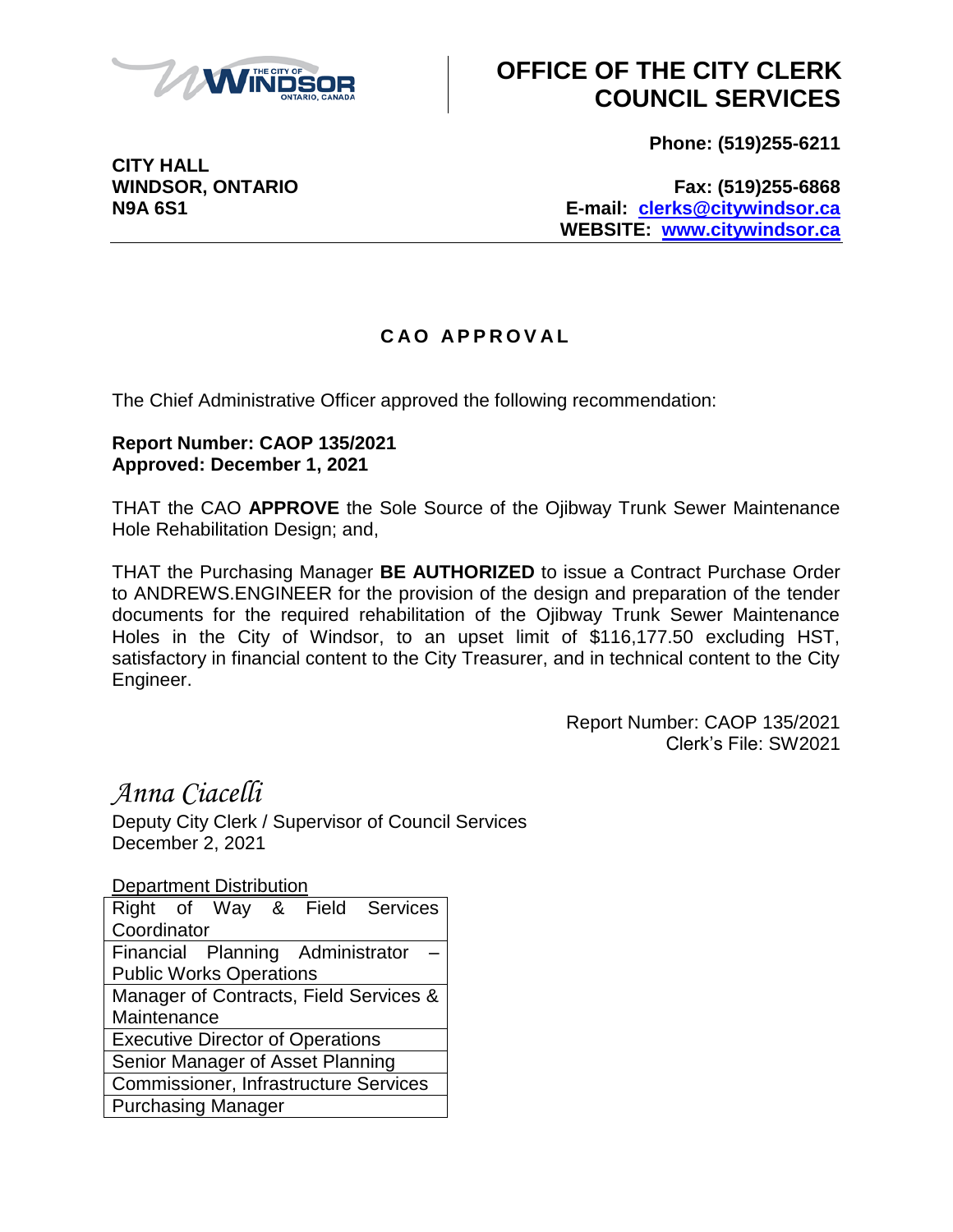# OFFICE OF THE CITY CLERK COUNCIL SERVICES

**CITY HALL**
**WINDSOR, ONTARIO**
**N9A 6S1**

**Phone: (519)255-6211**

**Fax: (519)255-6868**
**E-mail: clerks@citywindsor.ca**
**WEBSITE: www.citywindsor.ca**

---

## C A O A P P R O V A L

The Chief Administrative Officer approved the following recommendation:

**Report Number: CAOP 135/2021**
**Approved: December 1, 2021**

THAT the CAO **APPROVE** the Sole Source of the Ojibway Trunk Sewer Maintenance Hole Rehabilitation Design; and,

THAT the Purchasing Manager **BE AUTHORIZED** to issue a Contract Purchase Order to ANDREWS.ENGINEER for the provision of the design and preparation of the tender documents for the required rehabilitation of the Ojibway Trunk Sewer Maintenance Holes in the City of Windsor, to an upset limit of $116,177.50 excluding HST, satisfactory in financial content to the City Treasurer, and in technical content to the City Engineer.

Report Number: CAOP 135/2021
Clerk's File: SW2021

*Anna Ciacelli*
Deputy City Clerk / Supervisor of Council Services
December 2, 2021

Department Distribution

| Department Distribution |
|---|
| Right of Way & Field Services Coordinator |
| Financial Planning Administrator – Public Works Operations |
| Manager of Contracts, Field Services & Maintenance |
| Executive Director of Operations |
| Senior Manager of Asset Planning |
| Commissioner, Infrastructure Services |
| Purchasing Manager |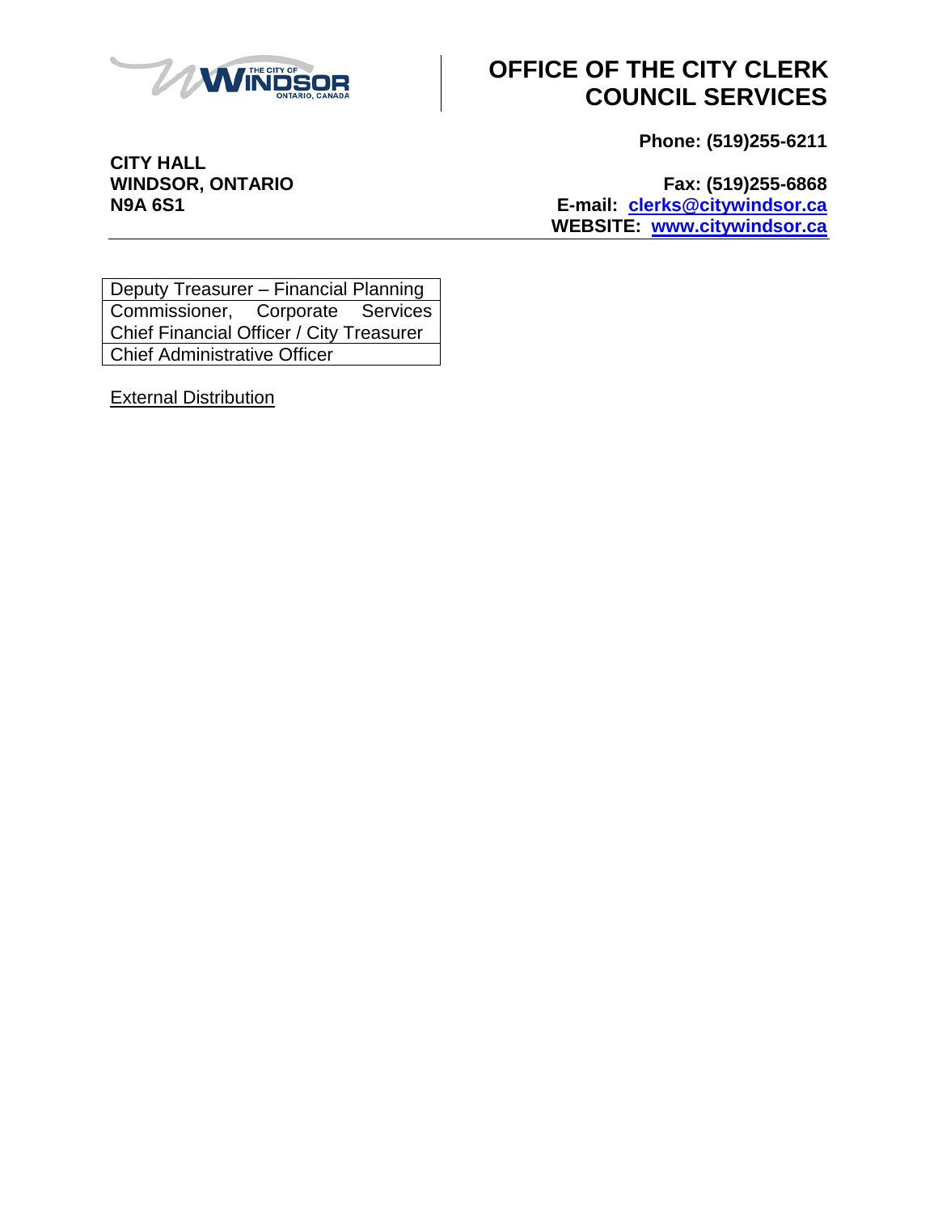# OFFICE OF THE CITY CLERK
# COUNCIL SERVICES

**CITY HALL**
**WINDSOR, ONTARIO**
**N9A 6S1**

**Phone: (519)255-6211**

**Fax: (519)255-6868**
**E-mail: clerks@citywindsor.ca**
**WEBSITE: www.citywindsor.ca**

| |
|---|
| Deputy Treasurer – Financial Planning |
| Commissioner, Corporate Services Chief Financial Officer / City Treasurer |
| Chief Administrative Officer |

External Distribution